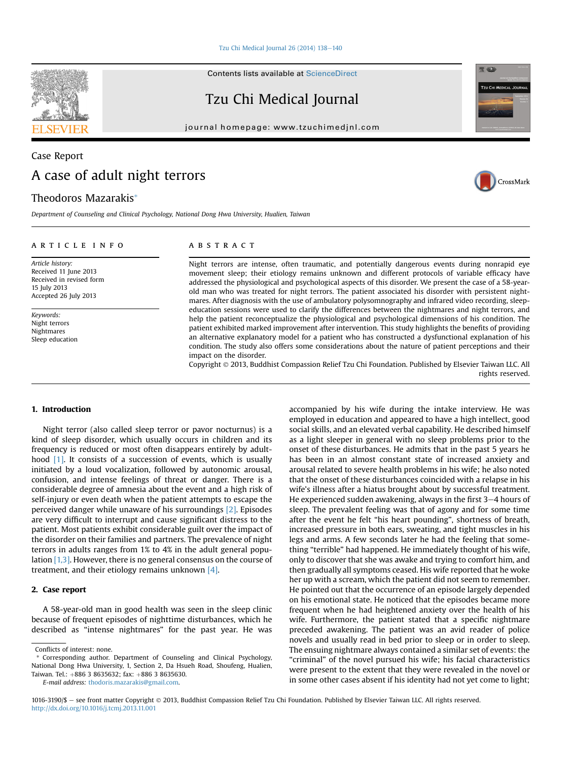Case Report

# A case of adult night terrors

Theodoros Mazarakis*

*Department of Counseling and Clinical Psychology, National Dong Hwa University, Hualien, Taiwan*

**ARTICLE INFO**

*Article history:*
Received 11 June 2013
Received in revised form
15 July 2013
Accepted 26 July 2013

*Keywords:*
Night terrors
Nightmares
Sleep education

**ABSTRACT**

Night terrors are intense, often traumatic, and potentially dangerous events during nonrapid eye movement sleep; their etiology remains unknown and different protocols of variable efficacy have addressed the physiological and psychological aspects of this disorder. We present the case of a 58-year-old man who was treated for night terrors. The patient associated his disorder with persistent nightmares. After diagnosis with the use of ambulatory polysomnography and infrared video recording, sleep-education sessions were used to clarify the differences between the nightmares and night terrors, and help the patient reconceptualize the physiological and psychological dimensions of his condition. The patient exhibited marked improvement after intervention. This study highlights the benefits of providing an alternative explanatory model for a patient who has constructed a dysfunctional explanation of his condition. The study also offers some considerations about the nature of patient perceptions and their impact on the disorder.

Copyright © 2013, Buddhist Compassion Relief Tzu Chi Foundation. Published by Elsevier Taiwan LLC. All rights reserved.

## 1. Introduction

Night terror (also called sleep terror or pavor nocturnus) is a kind of sleep disorder, which usually occurs in children and its frequency is reduced or most often disappears entirely by adulthood [1]. It consists of a succession of events, which is usually initiated by a loud vocalization, followed by autonomic arousal, confusion, and intense feelings of threat or danger. There is a considerable degree of amnesia about the event and a high risk of self-injury or even death when the patient attempts to escape the perceived danger while unaware of his surroundings [2]. Episodes are very difficult to interrupt and cause significant distress to the patient. Most patients exhibit considerable guilt over the impact of the disorder on their families and partners. The prevalence of night terrors in adults ranges from 1% to 4% in the adult general population [1,3]. However, there is no general consensus on the course of treatment, and their etiology remains unknown [4].

## 2. Case report

A 58-year-old man in good health was seen in the sleep clinic because of frequent episodes of nighttime disturbances, which he described as "intense nightmares" for the past year. He was accompanied by his wife during the intake interview. He was employed in education and appeared to have a high intellect, good social skills, and an elevated verbal capability. He described himself as a light sleeper in general with no sleep problems prior to the onset of these disturbances. He admits that in the past 5 years he has been in an almost constant state of increased anxiety and arousal related to severe health problems in his wife; he also noted that the onset of these disturbances coincided with a relapse in his wife's illness after a hiatus brought about by successful treatment. He experienced sudden awakening, always in the first 3–4 hours of sleep. The prevalent feeling was that of agony and for some time after the event he felt "his heart pounding", shortness of breath, increased pressure in both ears, sweating, and tight muscles in his legs and arms. A few seconds later he had the feeling that something "terrible" had happened. He immediately thought of his wife, only to discover that she was awake and trying to comfort him, and then gradually all symptoms ceased. His wife reported that he woke her up with a scream, which the patient did not seem to remember. He pointed out that the occurrence of an episode largely depended on his emotional state. He noticed that the episodes became more frequent when he had heightened anxiety over the health of his wife. Furthermore, the patient stated that a specific nightmare preceded awakening. The patient was an avid reader of police novels and usually read in bed prior to sleep in order to sleep. The ensuing nightmare always contained a similar set of events: the "criminal" of the novel pursued his wife; his facial characteristics were present to the extent that they were revealed in the novel or in some other cases absent if his identity had not yet come to light;

Conflicts of interest: none.

\* Corresponding author. Department of Counseling and Clinical Psychology, National Dong Hwa University, 1, Section 2, Da Hsueh Road, Shoufeng, Hualien, Taiwan. Tel.: +886 3 8635632; fax: +886 3 8635630.

E-mail address: thodoris.mazarakis@gmail.com.

1016-3190/$ – see front matter Copyright © 2013, Buddhist Compassion Relief Tzu Chi Foundation. Published by Elsevier Taiwan LLC. All rights reserved.
http://dx.doi.org/10.1016/j.tcmj.2013.11.001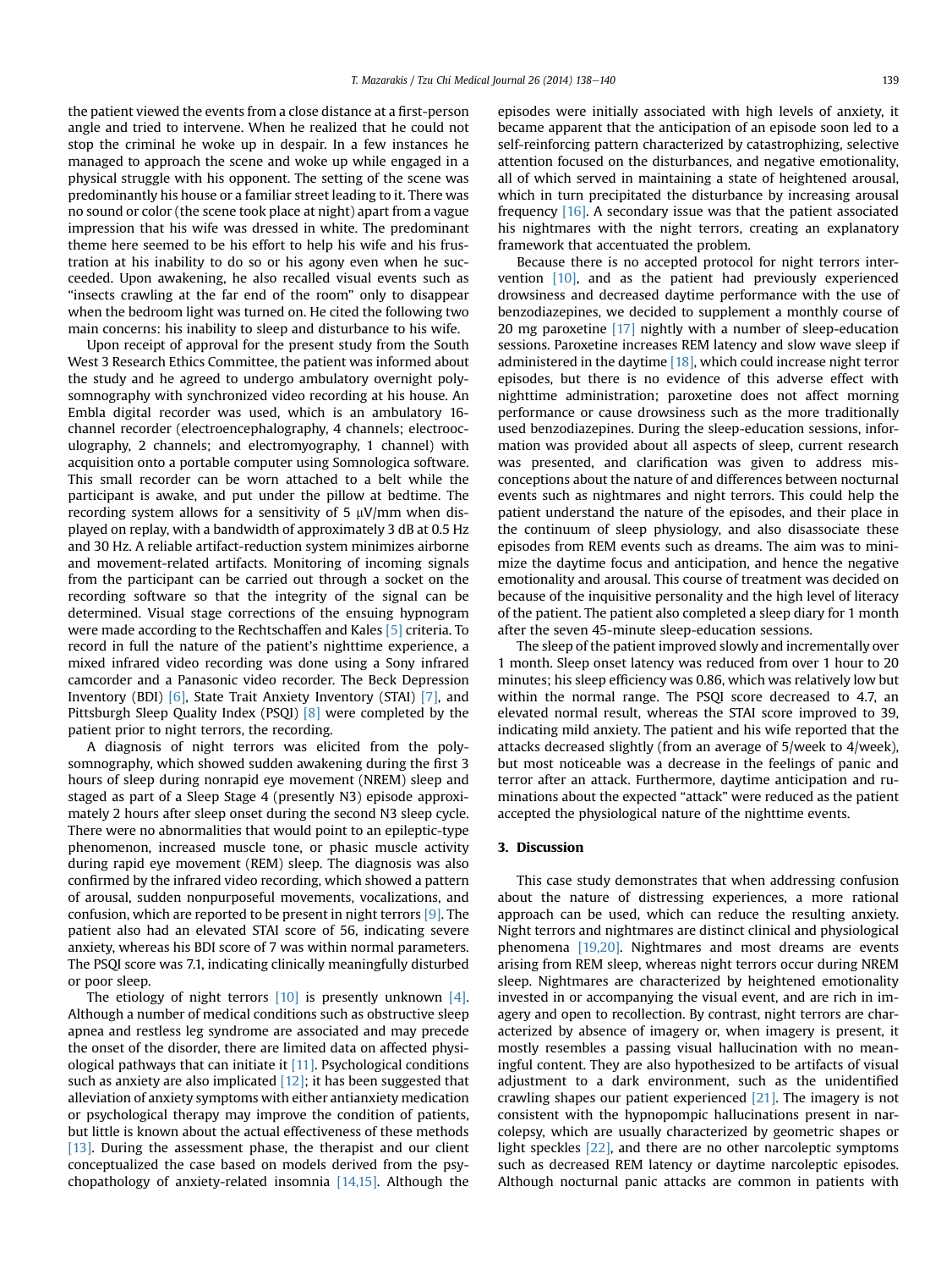the patient viewed the events from a close distance at a first-person angle and tried to intervene. When he realized that he could not stop the criminal he woke up in despair. In a few instances he managed to approach the scene and woke up while engaged in a physical struggle with his opponent. The setting of the scene was predominantly his house or a familiar street leading to it. There was no sound or color (the scene took place at night) apart from a vague impression that his wife was dressed in white. The predominant theme here seemed to be his effort to help his wife and his frustration at his inability to do so or his agony even when he succeeded. Upon awakening, he also recalled visual events such as "insects crawling at the far end of the room" only to disappear when the bedroom light was turned on. He cited the following two main concerns: his inability to sleep and disturbance to his wife.

Upon receipt of approval for the present study from the South West 3 Research Ethics Committee, the patient was informed about the study and he agreed to undergo ambulatory overnight polysomnography with synchronized video recording at his house. An Embla digital recorder was used, which is an ambulatory 16-channel recorder (electroencephalography, 4 channels; electrooculography, 2 channels; and electromyography, 1 channel) with acquisition onto a portable computer using Somnologica software. This small recorder can be worn attached to a belt while the participant is awake, and put under the pillow at bedtime. The recording system allows for a sensitivity of 5 μV/mm when displayed on replay, with a bandwidth of approximately 3 dB at 0.5 Hz and 30 Hz. A reliable artifact-reduction system minimizes airborne and movement-related artifacts. Monitoring of incoming signals from the participant can be carried out through a socket on the recording software so that the integrity of the signal can be determined. Visual stage corrections of the ensuing hypnogram were made according to the Rechtschaffen and Kales [5] criteria. To record in full the nature of the patient's nighttime experience, a mixed infrared video recording was done using a Sony infrared camcorder and a Panasonic video recorder. The Beck Depression Inventory (BDI) [6], State Trait Anxiety Inventory (STAI) [7], and Pittsburgh Sleep Quality Index (PSQI) [8] were completed by the patient prior to night terrors, the recording.

A diagnosis of night terrors was elicited from the polysomnography, which showed sudden awakening during the first 3 hours of sleep during nonrapid eye movement (NREM) sleep and staged as part of a Sleep Stage 4 (presently N3) episode approximately 2 hours after sleep onset during the second N3 sleep cycle. There were no abnormalities that would point to an epileptic-type phenomenon, increased muscle tone, or phasic muscle activity during rapid eye movement (REM) sleep. The diagnosis was also confirmed by the infrared video recording, which showed a pattern of arousal, sudden nonpurposeful movements, vocalizations, and confusion, which are reported to be present in night terrors [9]. The patient also had an elevated STAI score of 56, indicating severe anxiety, whereas his BDI score of 7 was within normal parameters. The PSQI score was 7.1, indicating clinically meaningfully disturbed or poor sleep.

The etiology of night terrors [10] is presently unknown [4]. Although a number of medical conditions such as obstructive sleep apnea and restless leg syndrome are associated and may precede the onset of the disorder, there are limited data on affected physiological pathways that can initiate it [11]. Psychological conditions such as anxiety are also implicated [12]; it has been suggested that alleviation of anxiety symptoms with either antianxiety medication or psychological therapy may improve the condition of patients, but little is known about the actual effectiveness of these methods [13]. During the assessment phase, the therapist and our client conceptualized the case based on models derived from the psychopathology of anxiety-related insomnia [14,15]. Although the episodes were initially associated with high levels of anxiety, it became apparent that the anticipation of an episode soon led to a self-reinforcing pattern characterized by catastrophizing, selective attention focused on the disturbances, and negative emotionality, all of which served in maintaining a state of heightened arousal, which in turn precipitated the disturbance by increasing arousal frequency [16]. A secondary issue was that the patient associated his nightmares with the night terrors, creating an explanatory framework that accentuated the problem.

Because there is no accepted protocol for night terrors intervention [10], and as the patient had previously experienced drowsiness and decreased daytime performance with the use of benzodiazepines, we decided to supplement a monthly course of 20 mg paroxetine [17] nightly with a number of sleep-education sessions. Paroxetine increases REM latency and slow wave sleep if administered in the daytime [18], which could increase night terror episodes, but there is no evidence of this adverse effect with nighttime administration; paroxetine does not affect morning performance or cause drowsiness such as the more traditionally used benzodiazepines. During the sleep-education sessions, information was provided about all aspects of sleep, current research was presented, and clarification was given to address misconceptions about the nature of and differences between nocturnal events such as nightmares and night terrors. This could help the patient understand the nature of the episodes, and their place in the continuum of sleep physiology, and also disassociate these episodes from REM events such as dreams. The aim was to minimize the daytime focus and anticipation, and hence the negative emotionality and arousal. This course of treatment was decided on because of the inquisitive personality and the high level of literacy of the patient. The patient also completed a sleep diary for 1 month after the seven 45-minute sleep-education sessions.

The sleep of the patient improved slowly and incrementally over 1 month. Sleep onset latency was reduced from over 1 hour to 20 minutes; his sleep efficiency was 0.86, which was relatively low but within the normal range. The PSQI score decreased to 4.7, an elevated normal result, whereas the STAI score improved to 39, indicating mild anxiety. The patient and his wife reported that the attacks decreased slightly (from an average of 5/week to 4/week), but most noticeable was a decrease in the feelings of panic and terror after an attack. Furthermore, daytime anticipation and ruminations about the expected "attack" were reduced as the patient accepted the physiological nature of the nighttime events.

## 3. Discussion

This case study demonstrates that when addressing confusion about the nature of distressing experiences, a more rational approach can be used, which can reduce the resulting anxiety. Night terrors and nightmares are distinct clinical and physiological phenomena [19,20]. Nightmares and most dreams are events arising from REM sleep, whereas night terrors occur during NREM sleep. Nightmares are characterized by heightened emotionality invested in or accompanying the visual event, and are rich in imagery and open to recollection. By contrast, night terrors are characterized by absence of imagery or, when imagery is present, it mostly resembles a passing visual hallucination with no meaningful content. They are also hypothesized to be artifacts of visual adjustment to a dark environment, such as the unidentified crawling shapes our patient experienced [21]. The imagery is not consistent with the hypnopompic hallucinations present in narcolepsy, which are usually characterized by geometric shapes or light speckles [22], and there are no other narcoleptic symptoms such as decreased REM latency or daytime narcoleptic episodes. Although nocturnal panic attacks are common in patients with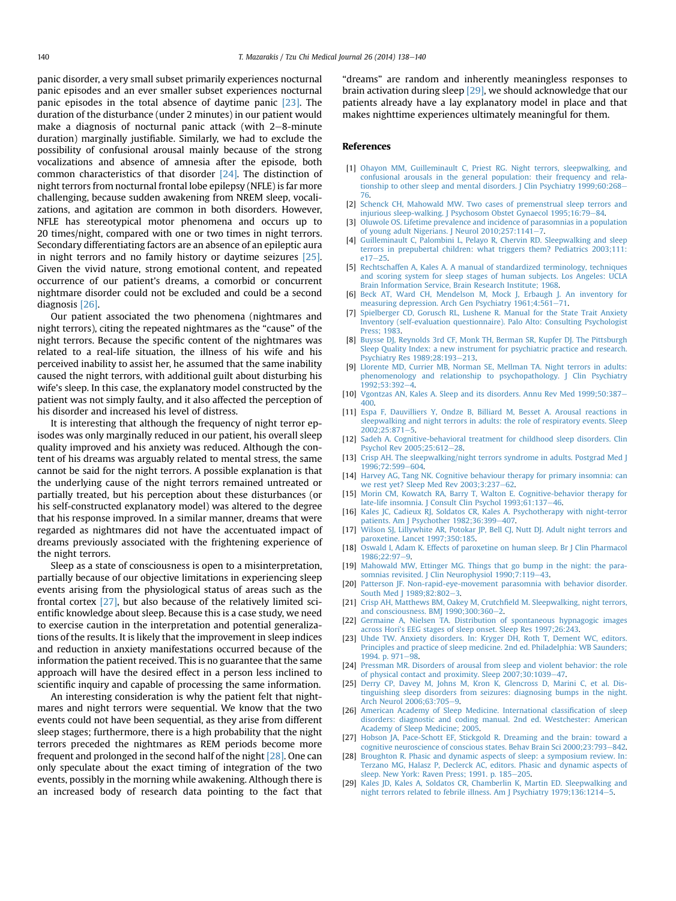panic disorder, a very small subset primarily experiences nocturnal panic episodes and an ever smaller subset experiences nocturnal panic episodes in the total absence of daytime panic [23]. The duration of the disturbance (under 2 minutes) in our patient would make a diagnosis of nocturnal panic attack (with 2–8-minute duration) marginally justifiable. Similarly, we had to exclude the possibility of confusional arousal mainly because of the strong vocalizations and absence of amnesia after the episode, both common characteristics of that disorder [24]. The distinction of night terrors from nocturnal frontal lobe epilepsy (NFLE) is far more challenging, because sudden awakening from NREM sleep, vocalizations, and agitation are common in both disorders. However, NFLE has stereotypical motor phenomena and occurs up to 20 times/night, compared with one or two times in night terrors. Secondary differentiating factors are an absence of an epileptic aura in night terrors and no family history or daytime seizures [25]. Given the vivid nature, strong emotional content, and repeated occurrence of our patient's dreams, a comorbid or concurrent nightmare disorder could not be excluded and could be a second diagnosis [26].

Our patient associated the two phenomena (nightmares and night terrors), citing the repeated nightmares as the "cause" of the night terrors. Because the specific content of the nightmares was related to a real-life situation, the illness of his wife and his perceived inability to assist her, he assumed that the same inability caused the night terrors, with additional guilt about disturbing his wife's sleep. In this case, the explanatory model constructed by the patient was not simply faulty, and it also affected the perception of his disorder and increased his level of distress.

It is interesting that although the frequency of night terror episodes was only marginally reduced in our patient, his overall sleep quality improved and his anxiety was reduced. Although the content of his dreams was arguably related to mental stress, the same cannot be said for the night terrors. A possible explanation is that the underlying cause of the night terrors remained untreated or partially treated, but his perception about these disturbances (or his self-constructed explanatory model) was altered to the degree that his response improved. In a similar manner, dreams that were regarded as nightmares did not have the accentuated impact of dreams previously associated with the frightening experience of the night terrors.

Sleep as a state of consciousness is open to a misinterpretation, partially because of our objective limitations in experiencing sleep events arising from the physiological status of areas such as the frontal cortex [27], but also because of the relatively limited scientific knowledge about sleep. Because this is a case study, we need to exercise caution in the interpretation and potential generalizations of the results. It is likely that the improvement in sleep indices and reduction in anxiety manifestations occurred because of the information the patient received. This is no guarantee that the same approach will have the desired effect in a person less inclined to scientific inquiry and capable of processing the same information.

An interesting consideration is why the patient felt that nightmares and night terrors were sequential. We know that the two events could not have been sequential, as they arise from different sleep stages; furthermore, there is a high probability that the night terrors preceded the nightmares as REM periods become more frequent and prolonged in the second half of the night [28]. One can only speculate about the exact timing of integration of the two events, possibly in the morning while awakening. Although there is an increased body of research data pointing to the fact that "dreams" are random and inherently meaningless responses to brain activation during sleep [29], we should acknowledge that our patients already have a lay explanatory model in place and that makes nighttime experiences ultimately meaningful for them.

## References

[1] Ohayon MM, Guilleminault C, Priest RG. Night terrors, sleepwalking, and confusional arousals in the general population: their frequency and relationship to other sleep and mental disorders. J Clin Psychiatry 1999;60:268–76.

[2] Schenck CH, Mahowald MW. Two cases of premenstrual sleep terrors and injurious sleep-walking. J Psychosom Obstet Gynaecol 1995;16:79–84.

[3] Oluwole OS. Lifetime prevalence and incidence of parasomnias in a population of young adult Nigerians. J Neurol 2010;257:1141–7.

[4] Guilleminault C, Palombini L, Pelayo R, Chervin RD. Sleepwalking and sleep terrors in prepubertal children: what triggers them? Pediatrics 2003;111:e17–25.

[5] Rechtschaffen A, Kales A. A manual of standardized terminology, techniques and scoring system for sleep stages of human subjects. Los Angeles: UCLA Brain Information Service, Brain Research Institute; 1968.

[6] Beck AT, Ward CH, Mendelson M, Mock J, Erbaugh J. An inventory for measuring depression. Arch Gen Psychiatry 1961;4:561–71.

[7] Spielberger CD, Gorusch RL, Lushene R. Manual for the State Trait Anxiety Inventory (self-evaluation questionnaire). Palo Alto: Consulting Psychologist Press; 1983.

[8] Buysse DJ, Reynolds 3rd CF, Monk TH, Berman SR, Kupfer DJ. The Pittsburgh Sleep Quality Index: a new instrument for psychiatric practice and research. Psychiatry Res 1989;28:193–213.

[9] Llorente MD, Currier MB, Norman SE, Mellman TA. Night terrors in adults: phenomenology and relationship to psychopathology. J Clin Psychiatry 1992;53:392–4.

[10] Vgontzas AN, Kales A. Sleep and its disorders. Annu Rev Med 1999;50:387–400.

[11] Espa F, Dauvilliers Y, Ondze B, Billiard M, Besset A. Arousal reactions in sleepwalking and night terrors in adults: the role of respiratory events. Sleep 2002;25:871–5.

[12] Sadeh A. Cognitive-behavioral treatment for childhood sleep disorders. Clin Psychol Rev 2005;25:612–28.

[13] Crisp AH. The sleepwalking/night terrors syndrome in adults. Postgrad Med J 1996;72:599–604.

[14] Harvey AG, Tang NK. Cognitive behaviour therapy for primary insomnia: can we rest yet? Sleep Med Rev 2003;3:237–62.

[15] Morin CM, Kowatch RA, Barry T, Walton E. Cognitive-behavior therapy for late-life insomnia. J Consult Clin Psychol 1993;61:137–46.

[16] Kales JC, Cadieux RJ, Soldatos CR, Kales A. Psychotherapy with night-terror patients. Am J Psychother 1982;36:399–407.

[17] Wilson SJ, Lillywhite AR, Potokar JP, Bell CJ, Nutt DJ. Adult night terrors and paroxetine. Lancet 1997;350:185.

[18] Oswald I, Adam K. Effects of paroxetine on human sleep. Br J Clin Pharmacol 1986;22:97–9.

[19] Mahowald MW, Ettinger MG. Things that go bump in the night: the parasomnias revisited. J Clin Neurophysiol 1990;7:119–43.

[20] Patterson JF. Non-rapid-eye-movement parasomnia with behavior disorder. South Med J 1989;82:802–3.

[21] Crisp AH, Matthews BM, Oakey M, Crutchfield M. Sleepwalking, night terrors, and consciousness. BMJ 1990;300:360–2.

[22] Germaine A, Nielsen TA. Distribution of spontaneous hypnagogic images across Hori's EEG stages of sleep onset. Sleep Res 1997;26:243.

[23] Uhde TW. Anxiety disorders. In: Kryger DH, Roth T, Dement WC, editors. Principles and practice of sleep medicine. 2nd ed. Philadelphia: WB Saunders; 1994. p. 971–98.

[24] Pressman MR. Disorders of arousal from sleep and violent behavior: the role of physical contact and proximity. Sleep 2007;30:1039–47.

[25] Derry CP, Davey M, Johns M, Kron K, Glencross D, Marini C, et al. Distinguishing sleep disorders from seizures: diagnosing bumps in the night. Arch Neurol 2006;63:705–9.

[26] American Academy of Sleep Medicine. International classification of sleep disorders: diagnostic and coding manual. 2nd ed. Westchester: American Academy of Sleep Medicine; 2005.

[27] Hobson JA, Pace-Schott EF, Stickgold R. Dreaming and the brain: toward a cognitive neuroscience of conscious states. Behav Brain Sci 2000;23:793–842.

[28] Broughton R. Phasic and dynamic aspects of sleep: a symposium review. In: Terzano MG, Halasz P, Declerck AC, editors. Phasic and dynamic aspects of sleep. New York: Raven Press; 1991. p. 185–205.

[29] Kales JD, Kales A, Soldatos CR, Chamberlin K, Martin ED. Sleepwalking and night terrors related to febrile illness. Am J Psychiatry 1979;136:1214–5.